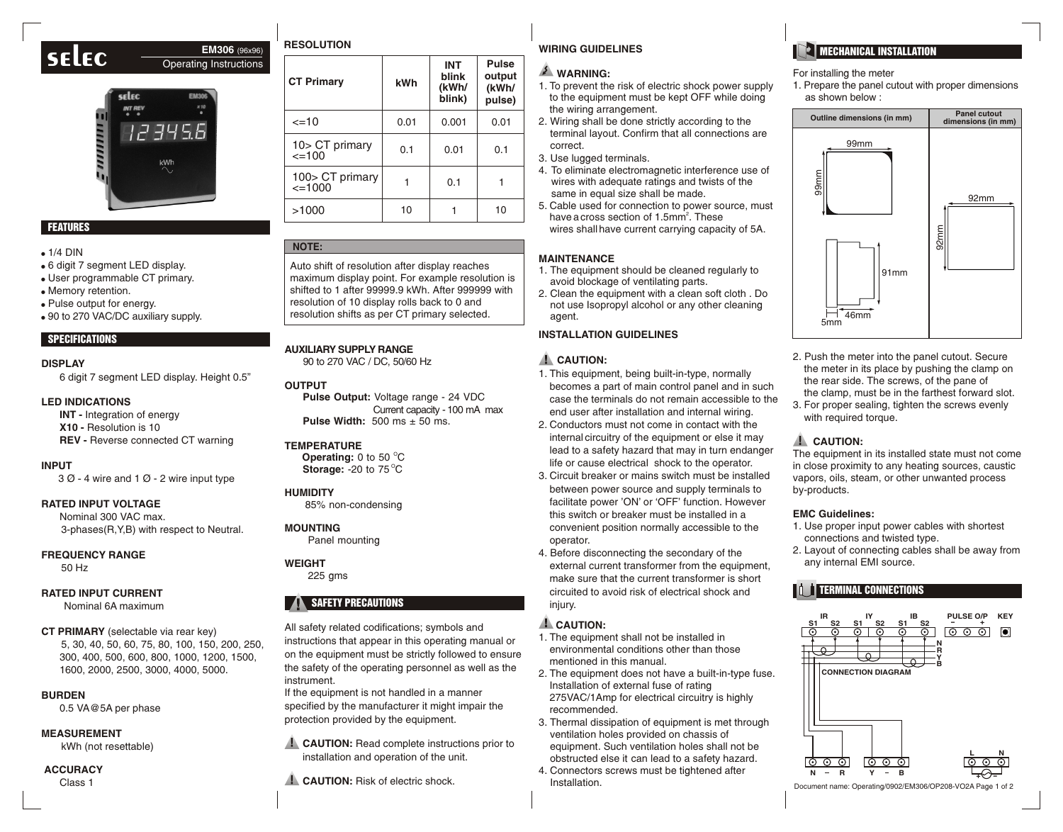# SELEC

**EM306** (96x96)
Operating Instructions

## FEATURES

- 1/4 DIN
- 6 digit 7 segment LED display.
- User programmable CT primary.
- Memory retention.
- Pulse output for energy.
- 90 to 270 VAC/DC auxiliary supply.

## SPECIFICATIONS

**DISPLAY**
6 digit 7 segment LED display. Height 0.5"

**LED INDICATIONS**
**INT -** Integration of energy
**X10 -** Resolution is 10
**REV -** Reverse connected CT warning

**INPUT**
3 Ø - 4 wire and 1 Ø - 2 wire input type

**RATED INPUT VOLTAGE**
Nominal 300 VAC max.
3-phases(R,Y,B) with respect to Neutral.

**FREQUENCY RANGE**
50 Hz

**RATED INPUT CURRENT**
Nominal 6A maximum

**CT PRIMARY** (selectable via rear key)
5, 30, 40, 50, 60, 75, 80, 100, 150, 200, 250, 300, 400, 500, 600, 800, 1000, 1200, 1500, 1600, 2000, 2500, 3000, 4000, 5000.

**BURDEN**
0.5 VA@5A per phase

**MEASUREMENT**
kWh (not resettable)

**ACCURACY**
Class 1

**RESOLUTION**

| CT Primary | kWh | INT blink (kWh/ blink) | Pulse output (kWh/ pulse) |
|---|---|---|---|
| <=10 | 0.01 | 0.001 | 0.01 |
| 10> CT primary <=100 | 0.1 | 0.01 | 0.1 |
| 100> CT primary <=1000 | 1 | 0.1 | 1 |
| >1000 | 10 | 1 | 10 |

**NOTE:**
Auto shift of resolution after display reaches maximum display point. For example resolution is shifted to 1 after 99999.9 kWh. After 999999 with resolution of 10 display rolls back to 0 and resolution shifts as per CT primary selected.

**AUXILIARY SUPPLY RANGE**
90 to 270 VAC / DC, 50/60 Hz

**OUTPUT**
**Pulse Output:** Voltage range - 24 VDC
Current capacity - 100 mA max
**Pulse Width:** 500 ms ± 50 ms.

**TEMPERATURE**
**Operating:** 0 to 50 °C
**Storage:** -20 to 75 °C

**HUMIDITY**
85% non-condensing

**MOUNTING**
Panel mounting

**WEIGHT**
225 gms

## SAFETY PRECAUTIONS

All safety related codifications; symbols and instructions that appear in this operating manual or on the equipment must be strictly followed to ensure the safety of the operating personnel as well as the instrument.
If the equipment is not handled in a manner specified by the manufacturer it might impair the protection provided by the equipment.

**CAUTION:** Read complete instructions prior to installation and operation of the unit.

**CAUTION:** Risk of electric shock.

**WIRING GUIDELINES**

**WARNING:**
1. To prevent the risk of electric shock power supply to the equipment must be kept OFF while doing the wiring arrangement.
2. Wiring shall be done strictly according to the terminal layout. Confirm that all connections are correct.
3. Use lugged terminals.
4. To eliminate electromagnetic interference use of wires with adequate ratings and twists of the same in equal size shall be made.
5. Cable used for connection to power source, must have a cross section of 1.5mm². These wires shall have current carrying capacity of 5A.

**MAINTENANCE**
1. The equipment should be cleaned regularly to avoid blockage of ventilating parts.
2. Clean the equipment with a clean soft cloth . Do not use Isopropyl alcohol or any other cleaning agent.

**INSTALLATION GUIDELINES**

**CAUTION:**
1. This equipment, being built-in-type, normally becomes a part of main control panel and in such case the terminals do not remain accessible to the end user after installation and internal wiring.
2. Conductors must not come in contact with the internal circuitry of the equipment or else it may lead to a safety hazard that may in turn endanger life or cause electrical shock to the operator.
3. Circuit breaker or mains switch must be installed between power source and supply terminals to facilitate power 'ON' or 'OFF' function. However this switch or breaker must be installed in a convenient position normally accessible to the operator.
4. Before disconnecting the secondary of the external current transformer from the equipment, make sure that the current transformer is short circuited to avoid risk of electrical shock and injury.

**CAUTION:**
1. The equipment shall not be installed in environmental conditions other than those mentioned in this manual.
2. The equipment does not have a built-in-type fuse. Installation of external fuse of rating 275VAC/1Amp for electrical circuitry is highly recommended.
3. Thermal dissipation of equipment is met through ventilation holes provided on chassis of equipment. Such ventilation holes shall not be obstructed else it can lead to a safety hazard.
4. Connectors screws must be tightened after Installation.

## MECHANICAL INSTALLATION

For installing the meter
1. Prepare the panel cutout with proper dimensions as shown below :

| Outline dimensions (in mm) | Panel cutout dimensions (in mm) |
|---|---|
| 99mm x 99mm; depth 91mm, 46mm, 5mm | 92mm x 92mm |

2. Push the meter into the panel cutout. Secure the meter in its place by pushing the clamp on the rear side. The screws, of the pane of the clamp, must be in the farthest forward slot.
3. For proper sealing, tighten the screws evenly with required torque.

**CAUTION:**
The equipment in its installed state must not come in close proximity to any heating sources, caustic vapors, oils, steam, or other unwanted process by-products.

**EMC Guidelines:**
1. Use proper input power cables with shortest connections and twisted type.
2. Layout of connecting cables shall be away from any internal EMI source.

## TERMINAL CONNECTIONS

IR S1 S2, IY S1 S2, IB S1 S2, PULSE O/P − +, KEY

CONNECTION DIAGRAM

N R Y B

N – R, Y – B, L N

Document name: Operating/0902/EM306/OP208-VO2A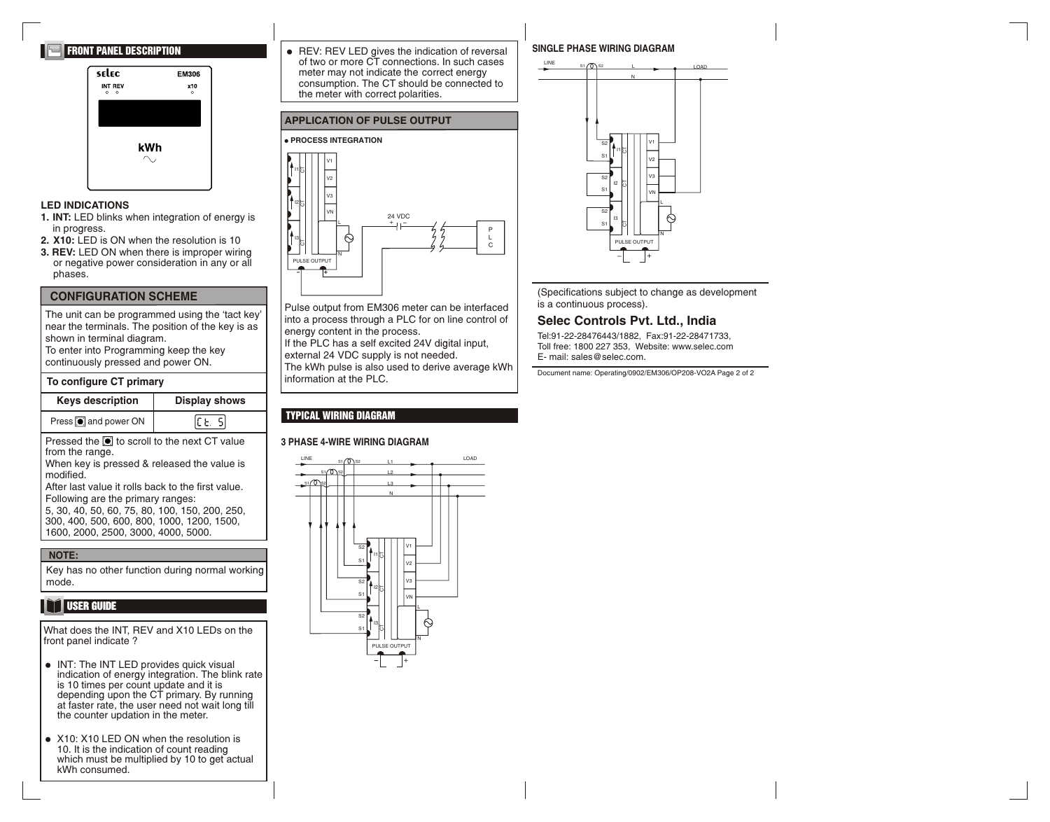## FRONT PANEL DESCRIPTION

selec EM306

INT REV x10

kWh

### LED INDICATIONS

1. **INT:** LED blinks when integration of energy is in progress.
2. **X10:** LED is ON when the resolution is 10
3. **REV:** LED ON when there is improper wiring or negative power consideration in any or all phases.

## CONFIGURATION SCHEME

The unit can be programmed using the 'tact key' near the terminals. The position of the key is as shown in terminal diagram.
To enter into Programming keep the key continuously pressed and power ON.

**To configure CT primary**

| Keys description | Display shows |
|---|---|
| Press ● and power ON | Ct. 5 |

Pressed the ● to scroll to the next CT value from the range.
When key is pressed & released the value is modified.
After last value it rolls back to the first value.
Following are the primary ranges:
5, 30, 40, 50, 60, 75, 80, 100, 150, 200, 250, 300, 400, 500, 600, 800, 1000, 1200, 1500, 1600, 2000, 2500, 3000, 4000, 5000.

**NOTE:**

Key has no other function during normal working mode.

## USER GUIDE

What does the INT, REV and X10 LEDs on the front panel indicate ?

- INT: The INT LED provides quick visual indication of energy integration. The blink rate is 10 times per count update and it is depending upon the CT primary. By running at faster rate, the user need not wait long till the counter updation in the meter.
- X10: X10 LED ON when the resolution is 10. It has the indication of count reading which must be multiplied by 10 to get actual kWh consumed.
- REV: REV LED gives the indication of reversal of two or more CT connections. In such cases meter may not indicate the correct energy consumption. The CT should be connected to the meter with correct polarities.

## APPLICATION OF PULSE OUTPUT

- **PROCESS INTEGRATION**

I1 I2 I3 V1 V2 V3 VN L N PULSE OUTPUT − + 24 VDC + − P L C

Pulse output from EM306 meter can be interfaced into a process through a PLC for on line control of energy content in the process.
If the PLC has a self excited 24V digital input, external 24 VDC supply is not needed.
The kWh pulse is also used to derive average kWh information at the PLC.

## TYPICAL WIRING DIAGRAM

### 3 PHASE 4-WIRE WIRING DIAGRAM

LINE LOAD S1 S2 L1 L2 L3 N S2 S1 I1 S2 S1 I2 S2 S1 I3 CT V1 V2 V3 VN L N PULSE OUTPUT − +

### SINGLE PHASE WIRING DIAGRAM

LINE S1 S2 L LOAD N S2 S1 I1 S2 S1 I2 S2 S1 I3 CT V1 V2 V3 VN L N PULSE OUTPUT − +

(Specifications subject to change as development is a continuous process).

**Selec Controls Pvt. Ltd., India**

Tel:91-22-28476443/1882, Fax:91-22-28471733,
Toll free: 1800 227 353, Website: www.selec.com
E- mail: sales@selec.com.

Document name: Operating/0902/EM306/OP208-VO2A Page 2 of 2